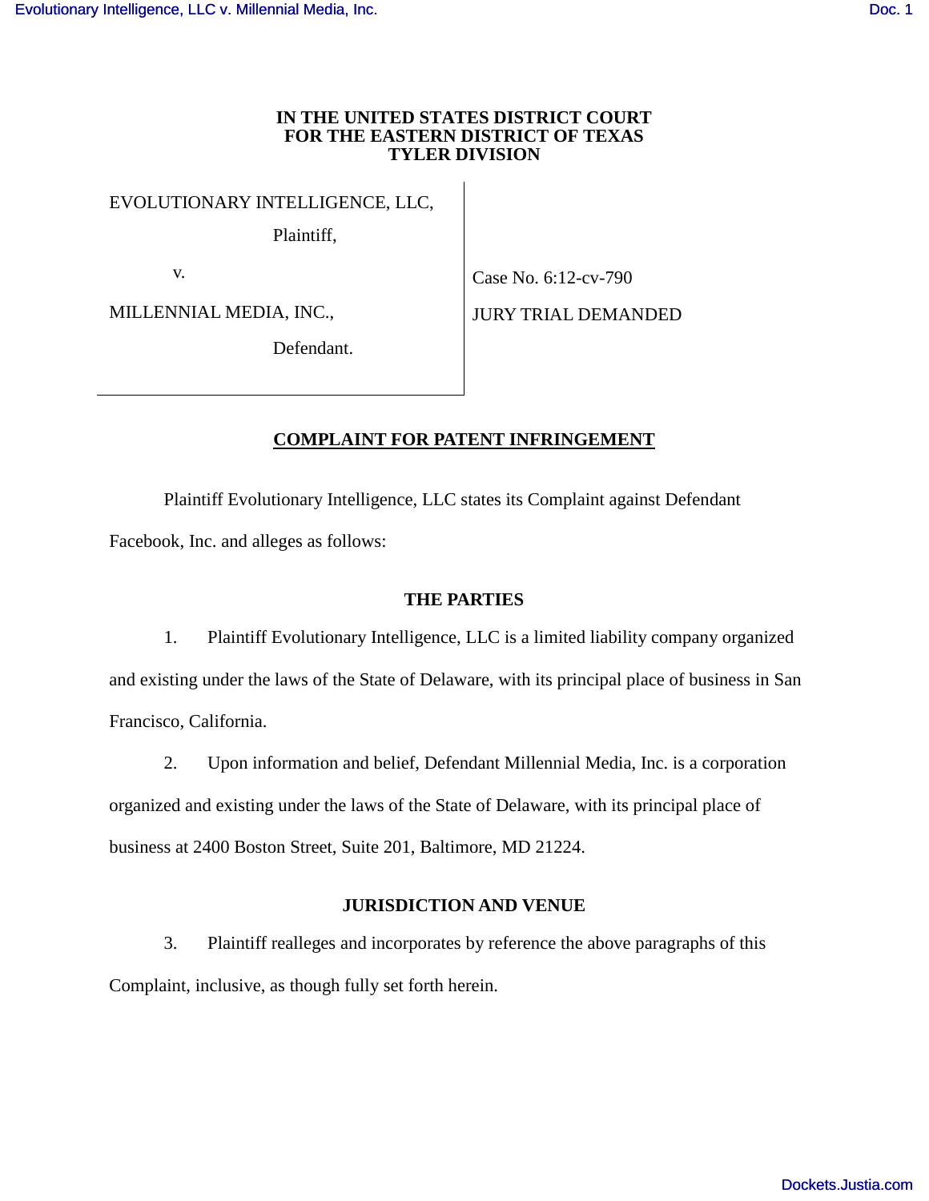**IN THE UNITED STATES DISTRICT COURT**
**FOR THE EASTERN DISTRICT OF TEXAS**
**TYLER DIVISION**

| | |
|---|---|
| EVOLUTIONARY INTELLIGENCE, LLC,<br>Plaintiff,<br><br>v.<br><br>MILLENNIAL MEDIA, INC.,<br>Defendant. | Case No. 6:12-cv-790<br><br>JURY TRIAL DEMANDED |

## COMPLAINT FOR PATENT INFRINGEMENT

Plaintiff Evolutionary Intelligence, LLC states its Complaint against Defendant Facebook, Inc. and alleges as follows:

### THE PARTIES

1. Plaintiff Evolutionary Intelligence, LLC is a limited liability company organized and existing under the laws of the State of Delaware, with its principal place of business in San Francisco, California.

2. Upon information and belief, Defendant Millennial Media, Inc. is a corporation organized and existing under the laws of the State of Delaware, with its principal place of business at 2400 Boston Street, Suite 201, Baltimore, MD 21224.

### JURISDICTION AND VENUE

3. Plaintiff realleges and incorporates by reference the above paragraphs of this Complaint, inclusive, as though fully set forth herein.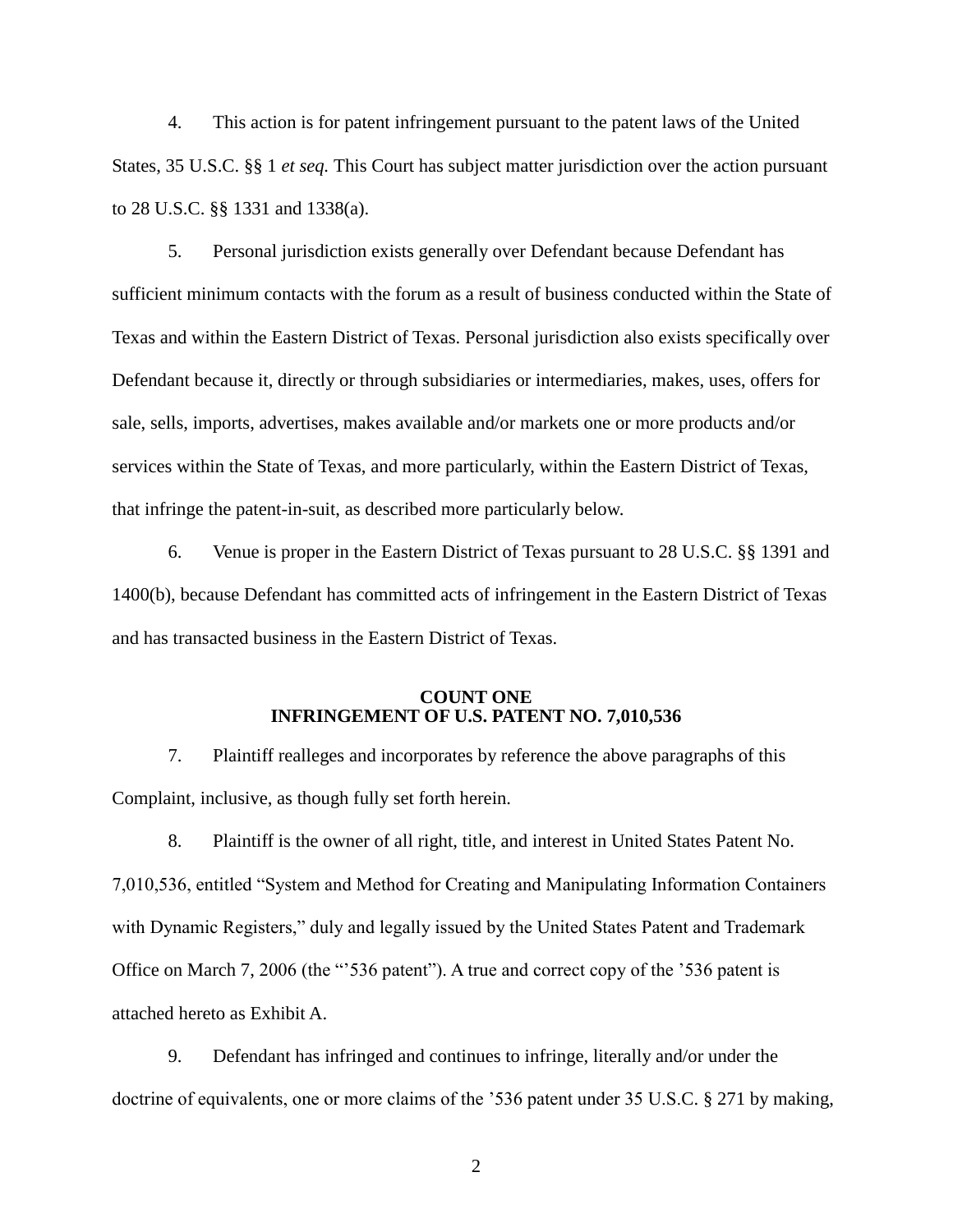4. This action is for patent infringement pursuant to the patent laws of the United States, 35 U.S.C. §§ 1 *et seq.* This Court has subject matter jurisdiction over the action pursuant to 28 U.S.C. §§ 1331 and 1338(a).

5. Personal jurisdiction exists generally over Defendant because Defendant has sufficient minimum contacts with the forum as a result of business conducted within the State of Texas and within the Eastern District of Texas. Personal jurisdiction also exists specifically over Defendant because it, directly or through subsidiaries or intermediaries, makes, uses, offers for sale, sells, imports, advertises, makes available and/or markets one or more products and/or services within the State of Texas, and more particularly, within the Eastern District of Texas, that infringe the patent-in-suit, as described more particularly below.

6. Venue is proper in the Eastern District of Texas pursuant to 28 U.S.C. §§ 1391 and 1400(b), because Defendant has committed acts of infringement in the Eastern District of Texas and has transacted business in the Eastern District of Texas.

**COUNT ONE**
**INFRINGEMENT OF U.S. PATENT NO. 7,010,536**

7. Plaintiff realleges and incorporates by reference the above paragraphs of this Complaint, inclusive, as though fully set forth herein.

8. Plaintiff is the owner of all right, title, and interest in United States Patent No. 7,010,536, entitled "System and Method for Creating and Manipulating Information Containers with Dynamic Registers," duly and legally issued by the United States Patent and Trademark Office on March 7, 2006 (the "'536 patent"). A true and correct copy of the '536 patent is attached hereto as Exhibit A.

9. Defendant has infringed and continues to infringe, literally and/or under the doctrine of equivalents, one or more claims of the '536 patent under 35 U.S.C. § 271 by making,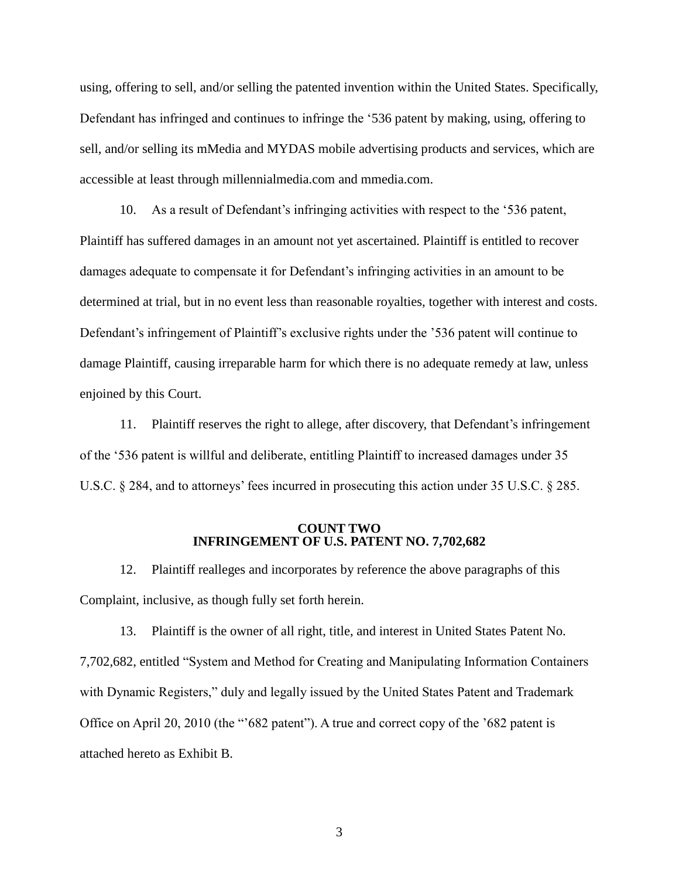using, offering to sell, and/or selling the patented invention within the United States. Specifically, Defendant has infringed and continues to infringe the '536 patent by making, using, offering to sell, and/or selling its mMedia and MYDAS mobile advertising products and services, which are accessible at least through millennialmedia.com and mmedia.com.

10. As a result of Defendant's infringing activities with respect to the '536 patent, Plaintiff has suffered damages in an amount not yet ascertained. Plaintiff is entitled to recover damages adequate to compensate it for Defendant's infringing activities in an amount to be determined at trial, but in no event less than reasonable royalties, together with interest and costs. Defendant's infringement of Plaintiff's exclusive rights under the '536 patent will continue to damage Plaintiff, causing irreparable harm for which there is no adequate remedy at law, unless enjoined by this Court.

11. Plaintiff reserves the right to allege, after discovery, that Defendant's infringement of the '536 patent is willful and deliberate, entitling Plaintiff to increased damages under 35 U.S.C. § 284, and to attorneys' fees incurred in prosecuting this action under 35 U.S.C. § 285.

## COUNT TWO
## INFRINGEMENT OF U.S. PATENT NO. 7,702,682

12. Plaintiff realleges and incorporates by reference the above paragraphs of this Complaint, inclusive, as though fully set forth herein.

13. Plaintiff is the owner of all right, title, and interest in United States Patent No. 7,702,682, entitled "System and Method for Creating and Manipulating Information Containers with Dynamic Registers," duly and legally issued by the United States Patent and Trademark Office on April 20, 2010 (the "'682 patent"). A true and correct copy of the '682 patent is attached hereto as Exhibit B.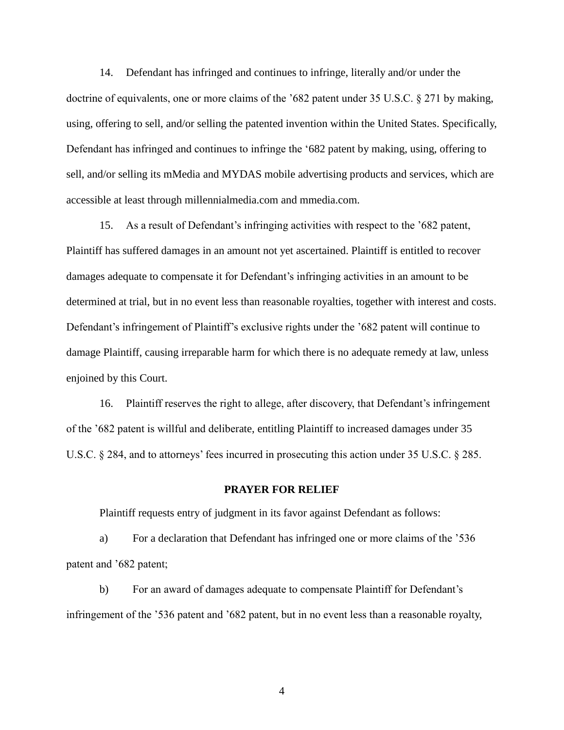14. Defendant has infringed and continues to infringe, literally and/or under the doctrine of equivalents, one or more claims of the ’682 patent under 35 U.S.C. § 271 by making, using, offering to sell, and/or selling the patented invention within the United States. Specifically, Defendant has infringed and continues to infringe the ‘682 patent by making, using, offering to sell, and/or selling its mMedia and MYDAS mobile advertising products and services, which are accessible at least through millennialmedia.com and mmedia.com.

15. As a result of Defendant’s infringing activities with respect to the ’682 patent, Plaintiff has suffered damages in an amount not yet ascertained. Plaintiff is entitled to recover damages adequate to compensate it for Defendant’s infringing activities in an amount to be determined at trial, but in no event less than reasonable royalties, together with interest and costs. Defendant’s infringement of Plaintiff’s exclusive rights under the ’682 patent will continue to damage Plaintiff, causing irreparable harm for which there is no adequate remedy at law, unless enjoined by this Court.

16. Plaintiff reserves the right to allege, after discovery, that Defendant’s infringement of the ’682 patent is willful and deliberate, entitling Plaintiff to increased damages under 35 U.S.C. § 284, and to attorneys’ fees incurred in prosecuting this action under 35 U.S.C. § 285.

**PRAYER FOR RELIEF**

Plaintiff requests entry of judgment in its favor against Defendant as follows:

a) For a declaration that Defendant has infringed one or more claims of the ’536 patent and ’682 patent;

b) For an award of damages adequate to compensate Plaintiff for Defendant’s infringement of the ’536 patent and ’682 patent, but in no event less than a reasonable royalty,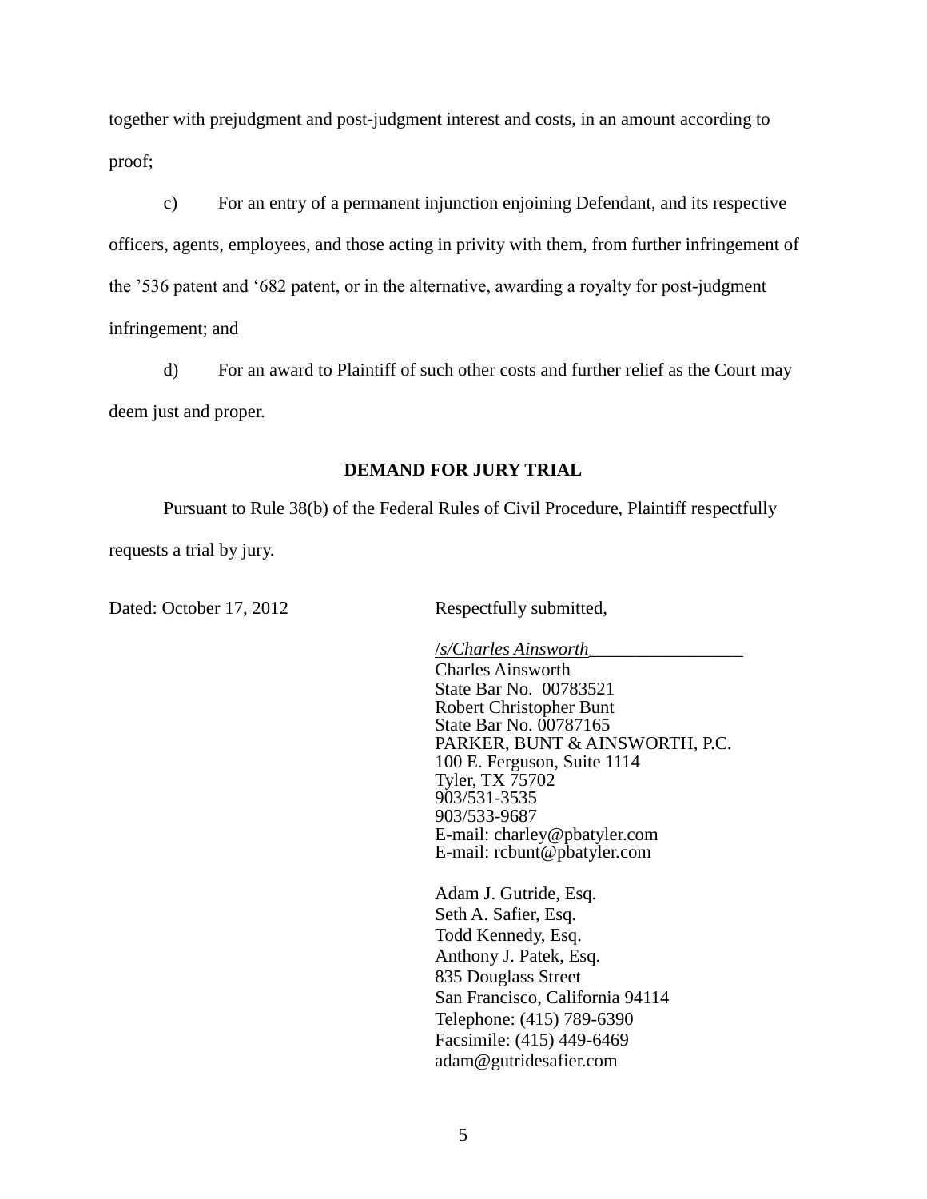together with prejudgment and post-judgment interest and costs, in an amount according to proof;

c) For an entry of a permanent injunction enjoining Defendant, and its respective officers, agents, employees, and those acting in privity with them, from further infringement of the ’536 patent and ‘682 patent, or in the alternative, awarding a royalty for post-judgment infringement; and

d) For an award to Plaintiff of such other costs and further relief as the Court may deem just and proper.

**DEMAND FOR JURY TRIAL**

Pursuant to Rule 38(b) of the Federal Rules of Civil Procedure, Plaintiff respectfully requests a trial by jury.

Dated: October 17, 2012

Respectfully submitted,

/*s/Charles Ainsworth*\_\_\_\_\_\_\_\_\_\_\_\_\_\_\_\_\_
Charles Ainsworth
State Bar No. 00783521
Robert Christopher Bunt
State Bar No. 00787165
PARKER, BUNT & AINSWORTH, P.C.
100 E. Ferguson, Suite 1114
Tyler, TX 75702
903/531-3535
903/533-9687
E-mail: charley@pbatyler.com
E-mail: rcbunt@pbatyler.com

Adam J. Gutride, Esq.
Seth A. Safier, Esq.
Todd Kennedy, Esq.
Anthony J. Patek, Esq.
835 Douglass Street
San Francisco, California 94114
Telephone: (415) 789-6390
Facsimile: (415) 449-6469
adam@gutridesafier.com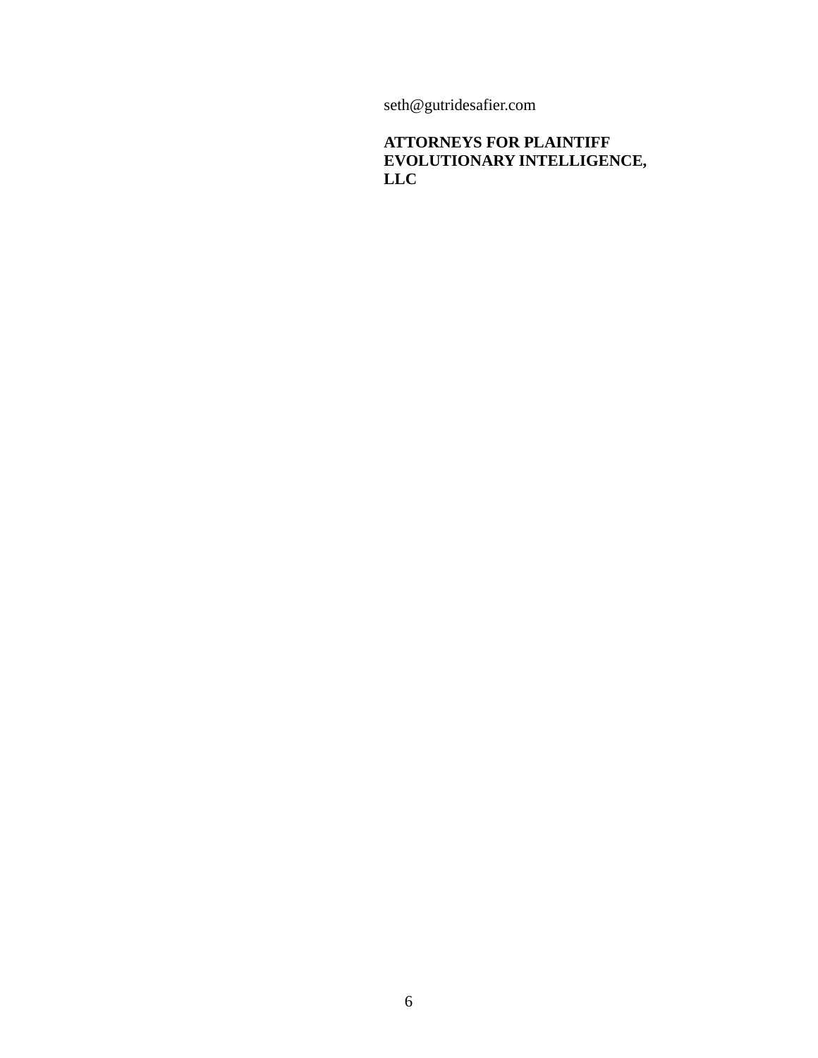seth@gutridesafier.com

**ATTORNEYS FOR PLAINTIFF EVOLUTIONARY INTELLIGENCE, LLC**